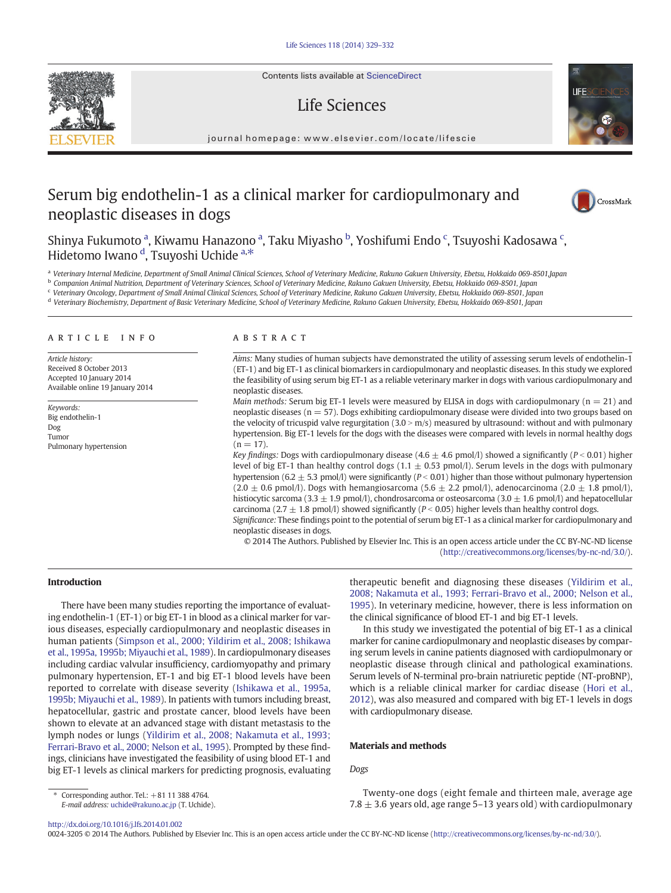# Serum big endothelin-1 as a clinical marker for cardiopulmonary and neoplastic diseases in dogs

Shinya Fukumoto [a], Kiwamu Hanazono [a], Taku Miyasho [b], Yoshifumi Endo [c], Tsuyoshi Kadosawa [c], Hidetomo Iwano [d], Tsuyoshi Uchide [a,*]

[a] Veterinary Internal Medicine, Department of Small Animal Clinical Sciences, School of Veterinary Medicine, Rakuno Gakuen University, Ebetsu, Hokkaido 069-8501,Japan
[b] Companion Animal Nutrition, Department of Veterinary Sciences, School of Veterinary Medicine, Rakuno Gakuen University, Ebetsu, Hokkaido 069-8501, Japan
[c] Veterinary Oncology, Department of Small Animal Clinical Sciences, School of Veterinary Medicine, Rakuno Gakuen University, Ebetsu, Hokkaido 069-8501, Japan
[d] Veterinary Biochemistry, Department of Basic Veterinary Medicine, School of Veterinary Medicine, Rakuno Gakuen University, Ebetsu, Hokkaido 069-8501, Japan

## ARTICLE INFO

*Article history:*
Received 8 October 2013
Accepted 10 January 2014
Available online 19 January 2014

*Keywords:*
Big endothelin-1
Dog
Tumor
Pulmonary hypertension

## ABSTRACT

*Aims:* Many studies of human subjects have demonstrated the utility of assessing serum levels of endothelin-1 (ET-1) and big ET-1 as clinical biomarkers in cardiopulmonary and neoplastic diseases. In this study we explored the feasibility of using serum big ET-1 as a reliable veterinary marker in dogs with various cardiopulmonary and neoplastic diseases.

*Main methods:* Serum big ET-1 levels were measured by ELISA in dogs with cardiopulmonary (n = 21) and neoplastic diseases (n = 57). Dogs exhibiting cardiopulmonary disease were divided into two groups based on the velocity of tricuspid valve regurgitation (3.0 > m/s) measured by ultrasound: without and with pulmonary hypertension. Big ET-1 levels for the dogs with the diseases were compared with levels in normal healthy dogs (n = 17).

*Key findings:* Dogs with cardiopulmonary disease (4.6 ± 4.6 pmol/l) showed a significantly ($P < 0.01$) higher level of big ET-1 than healthy control dogs (1.1 ± 0.53 pmol/l). Serum levels in the dogs with pulmonary hypertension (6.2 ± 5.3 pmol/l) were significantly ($P < 0.01$) higher than those without pulmonary hypertension (2.0 ± 0.6 pmol/l). Dogs with hemangiosarcoma (5.6 ± 2.2 pmol/l), adenocarcinoma (2.0 ± 1.8 pmol/l), histiocytic sarcoma (3.3 ± 1.9 pmol/l), chondrosarcoma or osteosarcoma (3.0 ± 1.6 pmol/l) and hepatocellular carcinoma (2.7 ± 1.8 pmol/l) showed significantly ($P < 0.05$) higher levels than healthy control dogs.

*Significance:* These findings point to the potential of serum big ET-1 as a clinical marker for cardiopulmonary and neoplastic diseases in dogs.

© 2014 The Authors. Published by Elsevier Inc. This is an open access article under the CC BY-NC-ND license (http://creativecommons.org/licenses/by-nc-nd/3.0/).

## Introduction

There have been many studies reporting the importance of evaluating endothelin-1 (ET-1) or big ET-1 in blood as a clinical marker for various diseases, especially cardiopulmonary and neoplastic diseases in human patients (Simpson et al., 2000; Yildirim et al., 2008; Ishikawa et al., 1995a, 1995b; Miyauchi et al., 1989). In cardiopulmonary diseases including cardiac valvular insufficiency, cardiomyopathy and primary pulmonary hypertension, ET-1 and big ET-1 blood levels have been reported to correlate with disease severity (Ishikawa et al., 1995a, 1995b; Miyauchi et al., 1989). In patients with tumors including breast, hepatocellular, gastric and prostate cancer, blood levels have been shown to elevate at an advanced stage with distant metastasis to the lymph nodes or lungs (Yildirim et al., 2008; Nakamuta et al., 1993; Ferrari-Bravo et al., 2000; Nelson et al., 1995). Prompted by these findings, clinicians have investigated the feasibility of using blood ET-1 and big ET-1 levels as clinical markers for predicting prognosis, evaluating therapeutic benefit and diagnosing these diseases (Yildirim et al., 2008; Nakamuta et al., 1993; Ferrari-Bravo et al., 2000; Nelson et al., 1995). In veterinary medicine, however, there is less information on the clinical significance of blood ET-1 and big ET-1 levels.

In this study we investigated the potential of big ET-1 as a clinical marker for canine cardiopulmonary and neoplastic diseases by comparing serum levels in canine patients diagnosed with cardiopulmonary or neoplastic disease through clinical and pathological examinations. Serum levels of N-terminal pro-brain natriuretic peptide (NT-proBNP), which is a reliable clinical marker for cardiac disease (Hori et al., 2012), was also measured and compared with big ET-1 levels in dogs with cardiopulmonary disease.

## Materials and methods

### Dogs

Twenty-one dogs (eight female and thirteen male, average age 7.8 ± 3.6 years old, age range 5–13 years old) with cardiopulmonary

\* Corresponding author. Tel.: +81 11 388 4764.
*E-mail address:* uchide@rakuno.ac.jp (T. Uchide).

http://dx.doi.org/10.1016/j.lfs.2014.01.002
0024-3205 © 2014 The Authors. Published by Elsevier Inc. This is an open access article under the CC BY-NC-ND license (http://creativecommons.org/licenses/by-nc-nd/3.0/).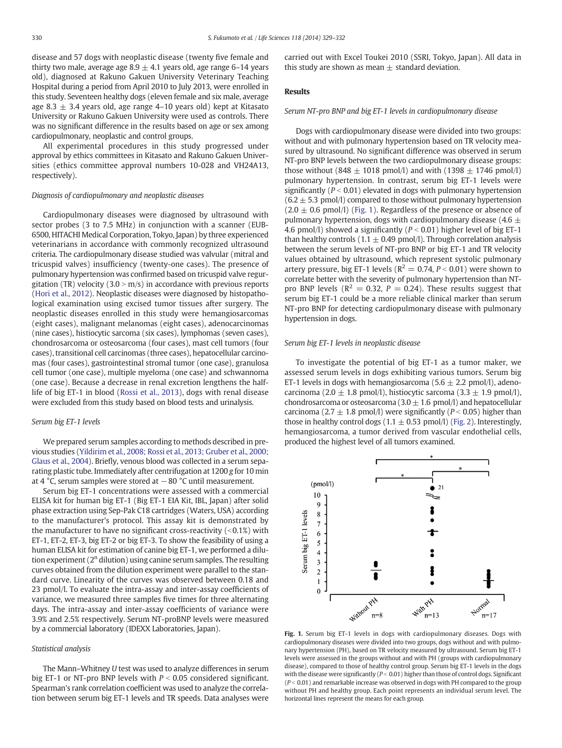disease and 57 dogs with neoplastic disease (twenty five female and thirty two male, average age 8.9 ± 4.1 years old, age range 6–14 years old), diagnosed at Rakuno Gakuen University Veterinary Teaching Hospital during a period from April 2010 to July 2013, were enrolled in this study. Seventeen healthy dogs (eleven female and six male, average age 8.3 ± 3.4 years old, age range 4–10 years old) kept at Kitasato University or Rakuno Gakuen University were used as controls. There was no significant difference in the results based on age or sex among cardiopulmonary, neoplastic and control groups.

All experimental procedures in this study progressed under approval by ethics committees in Kitasato and Rakuno Gakuen Universities (ethics committee approval numbers 10-028 and VH24A13, respectively).

### *Diagnosis of cardiopulmonary and neoplastic diseases*

Cardiopulmonary diseases were diagnosed by ultrasound with sector probes (3 to 7.5 MHz) in conjunction with a scanner (EUB-6500, HITACHI Medical Corporation, Tokyo, Japan) by three experienced veterinarians in accordance with commonly recognized ultrasound criteria. The cardiopulmonary disease studied was valvular (mitral and tricuspid valves) insufficiency (twenty-one cases). The presence of pulmonary hypertension was confirmed based on tricuspid valve regurgitation (TR) velocity (3.0 > m/s) in accordance with previous reports (Hori et al., 2012). Neoplastic diseases were diagnosed by histopathological examination using excised tumor tissues after surgery. The neoplastic diseases enrolled in this study were hemangiosarcomas (eight cases), malignant melanomas (eight cases), adenocarcinomas (nine cases), histiocytic sarcoma (six cases), lymphomas (seven cases), chondrosarcoma or osteosarcoma (four cases), mast cell tumors (four cases), transitional cell carcinomas (three cases), hepatocellular carcinomas (four cases), gastrointestinal stromal tumor (one case), granulosa cell tumor (one case), multiple myeloma (one case) and schwannoma (one case). Because a decrease in renal excretion lengthens the half-life of big ET-1 in blood (Rossi et al., 2013), dogs with renal disease were excluded from this study based on blood tests and urinalysis.

### *Serum big ET-1 levels*

We prepared serum samples according to methods described in previous studies (Yildirim et al., 2008; Rossi et al., 2013; Gruber et al., 2000; Glaus et al., 2004). Briefly, venous blood was collected in a serum separating plastic tube. Immediately after centrifugation at 1200 *g* for 10 min at 4 °C, serum samples were stored at −80 °C until measurement.

Serum big ET-1 concentrations were assessed with a commercial ELISA kit for human big ET-1 (Big ET-1 EIA Kit, IBL, Japan) after solid phase extraction using Sep-Pak C18 cartridges (Waters, USA) according to the manufacturer's protocol. This assay kit is demonstrated by the manufacturer to have no significant cross-reactivity (<0.1%) with ET-1, ET-2, ET-3, big ET-2 or big ET-3. To show the feasibility of using a human ELISA kit for estimation of canine big ET-1, we performed a dilution experiment ($2^n$ dilution) using canine serum samples. The resulting curves obtained from the dilution experiment were parallel to the standard curve. Linearity of the curves was observed between 0.18 and 23 pmol/l. To evaluate the intra-assay and inter-assay coefficients of variance, we measured three samples five times for three alternating days. The intra-assay and inter-assay coefficients of variance were 3.9% and 2.5% respectively. Serum NT-proBNP levels were measured by a commercial laboratory (IDEXX Laboratories, Japan).

### *Statistical analysis*

The Mann–Whitney *U* test was used to analyze differences in serum big ET-1 or NT-pro BNP levels with $P < 0.05$ considered significant. Spearman's rank correlation coefficient was used to analyze the correlation between serum big ET-1 levels and TR speeds. Data analyses were carried out with Excel Toukei 2010 (SSRI, Tokyo, Japan). All data in this study are shown as mean ± standard deviation.

## Results

### *Serum NT-pro BNP and big ET-1 levels in cardiopulmonary disease*

Dogs with cardiopulmonary disease were divided into two groups: without and with pulmonary hypertension based on TR velocity measured by ultrasound. No significant difference was observed in serum NT-pro BNP levels between the two cardiopulmonary disease groups: those without (848 ± 1018 pmol/l) and with (1398 ± 1746 pmol/l) pulmonary hypertension. In contrast, serum big ET-1 levels were significantly ($P < 0.01$) elevated in dogs with pulmonary hypertension (6.2 ± 5.3 pmol/l) compared to those without pulmonary hypertension (2.0 ± 0.6 pmol/l) (Fig. 1). Regardless of the presence or absence of pulmonary hypertension, dogs with cardiopulmonary disease (4.6 ± 4.6 pmol/l) showed a significantly ($P < 0.01$) higher level of big ET-1 than healthy controls (1.1 ± 0.49 pmol/l). Through correlation analysis between the serum levels of NT-pro BNP or big ET-1 and TR velocity values obtained by ultrasound, which represent systolic pulmonary artery pressure, big ET-1 levels ($R^2 = 0.74$, $P < 0.01$) were shown to correlate better with the severity of pulmonary hypertension than NT-pro BNP levels ($R^2 = 0.32$, $P = 0.24$). These results suggest that serum big ET-1 could be a more reliable clinical marker than serum NT-pro BNP for detecting cardiopulmonary disease with pulmonary hypertension in dogs.

### *Serum big ET-1 levels in neoplastic disease*

To investigate the potential of big ET-1 as a tumor maker, we assessed serum levels in dogs exhibiting various tumors. Serum big ET-1 levels in dogs with hemangiosarcoma (5.6 ± 2.2 pmol/l), adenocarcinoma (2.0 ± 1.8 pmol/l), histiocytic sarcoma (3.3 ± 1.9 pmol/l), chondrosarcoma or osteosarcoma (3.0 ± 1.6 pmol/l) and hepatocellular carcinoma (2.7 ± 1.8 pmol/l) were significantly ($P < 0.05$) higher than those in healthy control dogs (1.1 ± 0.53 pmol/l) (Fig. 2). Interestingly, hemangiosarcoma, a tumor derived from vascular endothelial cells, produced the highest level of all tumors examined.

**Fig. 1.** Serum big ET-1 levels in dogs with cardiopulmonary diseases. Dogs with cardiopulmonary diseases were divided into two groups, dogs without and with pulmonary hypertension (PH), based on TR velocity measured by ultrasound. Serum big ET-1 levels were assessed in the groups without and with PH (groups with cardiopulmonary disease), compared to those of healthy control group. Serum big ET-1 levels in the dogs with the disease were significantly ($P < 0.01$) higher than those of control dogs. Significant ($P < 0.01$) and remarkable increase was observed in dogs with PH compared to the group without PH and healthy group. Each point represents an individual serum level. The horizontal lines represent the means for each group.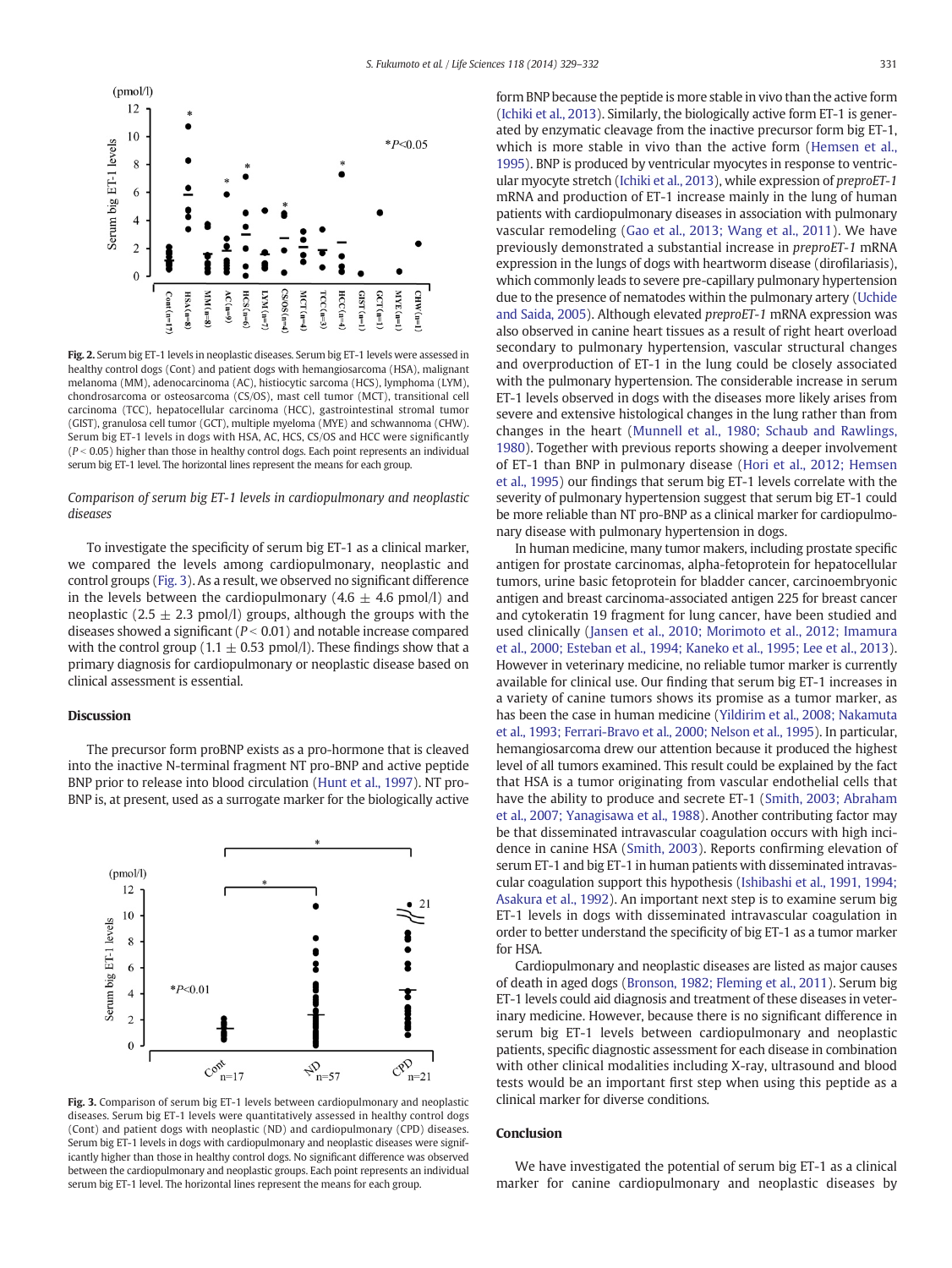Fig. 2. Serum big ET-1 levels in neoplastic diseases. Serum big ET-1 levels were assessed in healthy control dogs (Cont) and patient dogs with hemangiosarcoma (HSA), malignant melanoma (MM), adenocarcinoma (AC), histiocytic sarcoma (HCS), lymphoma (LYM), chondrosarcoma or osteosarcoma (CS/OS), mast cell tumor (MCT), transitional cell carcinoma (TCC), hepatocellular carcinoma (HCC), gastrointestinal stromal tumor (GIST), granulosa cell tumor (GCT), multiple myeloma (MYE) and schwannoma (CHW). Serum big ET-1 levels in dogs with HSA, AC, HCS, CS/OS and HCC were significantly ($P < 0.05$) higher than those in healthy control dogs. Each point represents an individual serum big ET-1 level. The horizontal lines represent the means for each group.

### *Comparison of serum big ET-1 levels in cardiopulmonary and neoplastic diseases*

To investigate the specificity of serum big ET-1 as a clinical marker, we compared the levels among cardiopulmonary, neoplastic and control groups (Fig. 3). As a result, we observed no significant difference in the levels between the cardiopulmonary (4.6 ± 4.6 pmol/l) and neoplastic (2.5 ± 2.3 pmol/l) groups, although the groups with the diseases showed a significant ($P < 0.01$) and notable increase compared with the control group (1.1 ± 0.53 pmol/l). These findings show that a primary diagnosis for cardiopulmonary or neoplastic disease based on clinical assessment is essential.

## Discussion

The precursor form proBNP exists as a pro-hormone that is cleaved into the inactive N-terminal fragment NT pro-BNP and active peptide BNP prior to release into blood circulation (Hunt et al., 1997). NT pro-BNP is, at present, used as a surrogate marker for the biologically active form BNP because the peptide is more stable in vivo than the active form (Ichiki et al., 2013). Similarly, the biologically active form ET-1 is generated by enzymatic cleavage from the inactive precursor form big ET-1, which is more stable in vivo than the active form (Hemsen et al., 1995). BNP is produced by ventricular myocytes in response to ventricular myocyte stretch (Ichiki et al., 2013), while expression of *preproET-1* mRNA and production of ET-1 increase mainly in the lung of human patients with cardiopulmonary diseases in association with pulmonary vascular remodeling (Gao et al., 2013; Wang et al., 2011). We have previously demonstrated a substantial increase in *preproET-1* mRNA expression in the lungs of dogs with heartworm disease (dirofilariasis), which commonly leads to severe pre-capillary pulmonary hypertension due to the presence of nematodes within the pulmonary artery (Uchide and Saida, 2005). Although elevated *preproET-1* mRNA expression was also observed in canine heart tissues as a result of right heart overload secondary to pulmonary hypertension, vascular structural changes and overproduction of ET-1 in the lung could be closely associated with the pulmonary hypertension. The considerable increase in serum ET-1 levels observed in dogs with the diseases more likely arises from severe and extensive histological changes in the lung rather than from changes in the heart (Munnell et al., 1980; Schaub and Rawlings, 1980). Together with previous reports showing a deeper involvement of ET-1 than BNP in pulmonary disease (Hori et al., 2012; Hemsen et al., 1995) our findings that serum big ET-1 levels correlate with the severity of pulmonary hypertension suggest that serum big ET-1 could be more reliable than NT pro-BNP as a clinical marker for cardiopulmonary disease with pulmonary hypertension in dogs.

In human medicine, many tumor makers, including prostate specific antigen for prostate carcinomas, alpha-fetoprotein for hepatocellular tumors, urine basic fetoprotein for bladder cancer, carcinoembryonic antigen and breast carcinoma-associated antigen 225 for breast cancer and cytokeratin 19 fragment for lung cancer, have been studied and used clinically (Jansen et al., 2010; Morimoto et al., 2012; Imamura et al., 2000; Esteban et al., 1994; Kaneko et al., 1995; Lee et al., 2013). However in veterinary medicine, no reliable tumor marker is currently available for clinical use. Our finding that serum big ET-1 increases in a variety of canine tumors shows its promise as a tumor marker, as has been the case in human medicine (Yildirim et al., 2008; Nakamuta et al., 1993; Ferrari-Bravo et al., 2000; Nelson et al., 1995). In particular, hemangiosarcoma drew our attention because it produced the highest level of all tumors examined. This result could be explained by the fact that HSA is a tumor originating from vascular endothelial cells that have the ability to produce and secrete ET-1 (Smith, 2003; Abraham et al., 2007; Yanagisawa et al., 1988). Another contributing factor may be that disseminated intravascular coagulation occurs with high incidence in canine HSA (Smith, 2003). Reports confirming elevation of serum ET-1 and big ET-1 in human patients with disseminated intravascular coagulation support this hypothesis (Ishibashi et al., 1991, 1994; Asakura et al., 1992). An important next step is to examine serum big ET-1 levels in dogs with disseminated intravascular coagulation in order to better understand the specificity of big ET-1 as a tumor marker for HSA.

Cardiopulmonary and neoplastic diseases are listed as major causes of death in aged dogs (Bronson, 1982; Fleming et al., 2011). Serum big ET-1 levels could aid diagnosis and treatment of these diseases in veterinary medicine. However, because there is no significant difference in serum big ET-1 levels between cardiopulmonary and neoplastic patients, specific diagnostic assessment for each disease in combination with other clinical modalities including X-ray, ultrasound and blood tests would be an important first step when using this peptide as a clinical marker for diverse conditions.

Fig. 3. Comparison of serum big ET-1 levels between cardiopulmonary and neoplastic diseases. Serum big ET-1 levels were quantitatively assessed in healthy control dogs (Cont) and patient dogs with neoplastic (ND) and cardiopulmonary (CPD) diseases. Serum big ET-1 levels in dogs with cardiopulmonary and neoplastic diseases were significantly higher than those in healthy control dogs. No significant difference was observed between the cardiopulmonary and neoplastic groups. Each point represents an individual serum big ET-1 level. The horizontal lines represent the means for each group.

## Conclusion

We have investigated the potential of serum big ET-1 as a clinical marker for canine cardiopulmonary and neoplastic diseases by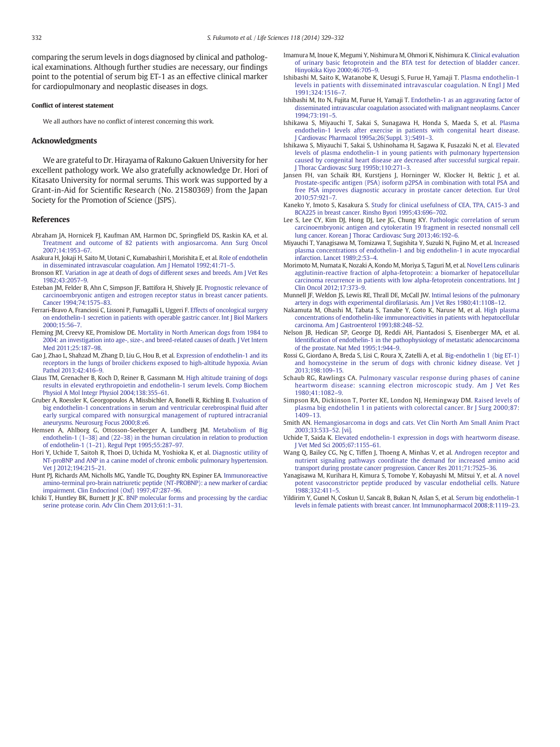comparing the serum levels in dogs diagnosed by clinical and pathological examinations. Although further studies are necessary, our findings point to the potential of serum big ET-1 as an effective clinical marker for cardiopulmonary and neoplastic diseases in dogs.

#### Conflict of interest statement

We all authors have no conflict of interest concerning this work.

### Acknowledgments

We are grateful to Dr. Hirayama of Rakuno Gakuen University for her excellent pathology work. We also gratefully acknowledge Dr. Hori of Kitasato University for normal serums. This work was supported by a Grant-in-Aid for Scientific Research (No. 21580369) from the Japan Society for the Promotion of Science (JSPS).

### References

Abraham JA, Hornicek FJ, Kaufman AM, Harmon DC, Springfield DS, Raskin KA, et al. Treatment and outcome of 82 patients with angiosarcoma. Ann Surg Oncol 2007;14:1953–67.

Asakura H, Jokaji H, Saito M, Uotani C, Kumabashiri I, Morishita E, et al. Role of endothelin in disseminated intravascular coagulation. Am J Hematol 1992;41:71–5.

Bronson RT. Variation in age at death of dogs of different sexes and breeds. Am J Vet Res 1982;43:2057–9.

Esteban JM, Felder B, Ahn C, Simpson JF, Battifora H, Shively JE. Prognostic relevance of carcinoembryonic antigen and estrogen receptor status in breast cancer patients. Cancer 1994;74:1575–83.

Ferrari-Bravo A, Franciosi C, Lissoni P, Fumagalli L, Uggeri F. Effects of oncological surgery on endothelin-1 secretion in patients with operable gastric cancer. Int J Biol Markers 2000;15:56–7.

Fleming JM, Creevy KE, Promislow DE. Mortality in North American dogs from 1984 to 2004: an investigation into age-, size-, and breed-related causes of death. J Vet Intern Med 2011;25:187–98.

Gao J, Zhao L, Shahzad M, Zhang D, Liu G, Hou B, et al. Expression of endothelin-1 and its receptors in the lungs of broiler chickens exposed to high-altitude hypoxia. Avian Pathol 2013;42:416–9.

Glaus TM, Grenacher B, Koch D, Reiner B, Gassmann M. High altitude training of dogs results in elevated erythropoietin and endothelin-1 serum levels. Comp Biochem Physiol A Mol Integr Physiol 2004;138:355–61.

Gruber A, Roessler K, Georgopoulos A, Missbichler A, Bonelli R, Richling B. Evaluation of big endothelin-1 concentrations in serum and ventricular cerebrospinal fluid after early surgical compared with nonsurgical management of ruptured intracranial aneurysms. Neurosurg Focus 2000;8:e6.

Hemsen A, Ahlborg G, Ottosson-Seeberger A, Lundberg JM. Metabolism of Big endothelin-1 (1–38) and (22–38) in the human circulation in relation to production of endothelin-1 (1–21). Regul Pept 1995;55:287–97.

Hori Y, Uchide T, Saitoh R, Thoei D, Uchida M, Yoshioka K, et al. Diagnostic utility of NT-proBNP and ANP in a canine model of chronic embolic pulmonary hypertension. Vet J 2012;194:215–21.

Hunt PJ, Richards AM, Nicholls MG, Yandle TG, Doughty RN, Espiner EA. Immunoreactive amino-terminal pro-brain natriuretic peptide (NT-PROBNP): a new marker of cardiac impairment. Clin Endocrinol (Oxf) 1997;47:287–96.

Ichiki T, Huntley BK, Burnett Jr JC. BNP molecular forms and processing by the cardiac serine protease corin. Adv Clin Chem 2013;61:1–31.

Imamura M, Inoue K, Megumi Y, Nishimura M, Ohmori K, Nishimura K. Clinical evaluation of urinary basic fetoprotein and the BTA test for detection of bladder cancer. Hinyokika Kiyo 2000;46:705–9.

Ishibashi M, Saito K, Watanobe K, Uesugi S, Furue H, Yamaji T. Plasma endothelin-1 levels in patients with disseminated intravascular coagulation. N Engl J Med 1991;324:1516–7.

Ishibashi M, Ito N, Fujita M, Furue H, Yamaji T. Endothelin-1 as an aggravating factor of disseminated intravascular coagulation associated with malignant neoplasms. Cancer 1994;73:191–5.

Ishikawa S, Miyauchi T, Sakai S, Sunagawa H, Honda S, Maeda S, et al. Plasma endothelin-1 levels after exercise in patients with congenital heart disease. J Cardiovasc Pharmacol 1995a;26(Suppl. 3):S491–3.

Ishikawa S, Miyauchi T, Sakai S, Ushinohama H, Sagawa K, Fusazaki N, et al. Elevated levels of plasma endothelin-1 in young patients with pulmonary hypertension caused by congenital heart disease are decreased after successful surgical repair. J Thorac Cardiovasc Surg 1995b;110:271–3.

Jansen FH, van Schaik RH, Kurstjens J, Horninger W, Klocker H, Bektic J, et al. Prostate-specific antigen (PSA) isoform p2PSA in combination with total PSA and free PSA improves diagnostic accuracy in prostate cancer detection. Eur Urol 2010;57:921–7.

Kaneko Y, Imoto S, Kasakura S. Study for clinical usefulness of CEA, TPA, CA15-3 and BCA225 in breast cancer. Rinsho Byori 1995;43:696–702.

Lee S, Lee CY, Kim DJ, Hong DJ, Lee JG, Chung KY. Pathologic correlation of serum carcinoembryonic antigen and cytokeratin 19 fragment in resected nonsmall cell lung cancer. Korean J Thorac Cardiovasc Surg 2013;46:192–6.

Miyauchi T, Yanagisawa M, Tomizawa T, Sugishita Y, Suzuki N, Fujino M, et al. Increased plasma concentrations of endothelin-1 and big endothelin-1 in acute myocardial infarction. Lancet 1989;2:53–4.

Morimoto M, Numata K, Nozaki A, Kondo M, Moriya S, Taguri M, et al. Novel Lens culinaris agglutinin-reactive fraction of alpha-fetoprotein: a biomarker of hepatocellular carcinoma recurrence in patients with low alpha-fetoprotein concentrations. Int J Clin Oncol 2012;17:373–9.

Munnell JF, Weldon JS, Lewis RE, Thrall DE, McCall JW. Intimal lesions of the pulmonary artery in dogs with experimental dirofilariasis. Am J Vet Res 1980;41:1108–12.

Nakamuta M, Ohashi M, Tabata S, Tanabe Y, Goto K, Naruse M, et al. High plasma concentrations of endothelin-like immunoreactivities in patients with hepatocellular carcinoma. Am J Gastroenterol 1993;88:248–52.

Nelson JB, Hedican SP, George DJ, Reddi AH, Piantadosi S, Eisenberger MA, et al. Identification of endothelin-1 in the pathophysiology of metastatic adenocarcinoma of the prostate. Nat Med 1995;1:944–9.

Rossi G, Giordano A, Breda S, Lisi C, Roura X, Zatelli A, et al. Big-endothelin 1 (big ET-1) and homocysteine in the serum of dogs with chronic kidney disease. Vet J 2013;198:109–15.

Schaub RG, Rawlings CA. Pulmonary vascular response during phases of canine heartworm disease: scanning electron microscopic study. Am J Vet Res 1980;41:1082–9.

Simpson RA, Dickinson T, Porter KE, London NJ, Hemingway DM. Raised levels of plasma big endothelin 1 in patients with colorectal cancer. Br J Surg 2000;87:1409–13.

Smith AN. Hemangiosarcoma in dogs and cats. Vet Clin North Am Small Anim Pract 2003;33:533–52. [vi].

Uchide T, Saida K. Elevated endothelin-1 expression in dogs with heartworm disease. J Vet Med Sci 2005;67:1155–61.

Wang Q, Bailey CG, Ng C, Tiffen J, Thoeng A, Minhas V, et al. Androgen receptor and nutrient signaling pathways coordinate the demand for increased amino acid transport during prostate cancer progression. Cancer Res 2011;71:7525–36.

Yanagisawa M, Kurihara H, Kimura S, Tomobe Y, Kobayashi M, Mitsui Y, et al. A novel potent vasoconstrictor peptide produced by vascular endothelial cells. Nature 1988;332:411–5.

Yildirim Y, Gunel N, Coskun U, Sancak B, Bukan N, Aslan S, et al. Serum big endothelin-1 levels in female patients with breast cancer. Int Immunopharmacol 2008;8:1119–23.